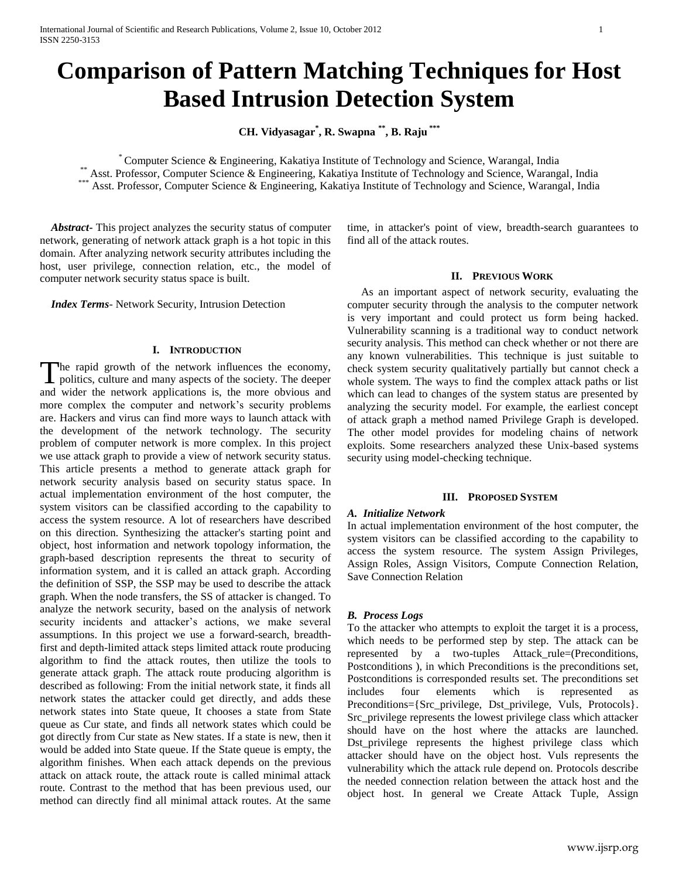# Comparison of Pattern Matching Techniques for Host Based Intrusion Detection System

**CH. Vidyasagar[*], R. Swapna [**], B. Raju [***]**

[*] Computer Science & Engineering, Kakatiya Institute of Technology and Science, Warangal, India
[**] Asst. Professor, Computer Science & Engineering, Kakatiya Institute of Technology and Science, Warangal, India
[***] Asst. Professor, Computer Science & Engineering, Kakatiya Institute of Technology and Science, Warangal, India

***Abstract-*** This project analyzes the security status of computer network, generating of network attack graph is a hot topic in this domain. After analyzing network security attributes including the host, user privilege, connection relation, etc., the model of computer network security status space is built.

***Index Terms-*** Network Security, Intrusion Detection

## I. Introduction

The rapid growth of the network influences the economy, politics, culture and many aspects of the society. The deeper and wider the network applications is, the more obvious and more complex the computer and network's security problems are. Hackers and virus can find more ways to launch attack with the development of the network technology. The security problem of computer network is more complex. In this project we use attack graph to provide a view of network security status. This article presents a method to generate attack graph for network security analysis based on security status space. In actual implementation environment of the host computer, the system visitors can be classified according to the capability to access the system resource. A lot of researchers have described on this direction. Synthesizing the attacker's starting point and object, host information and network topology information, the graph-based description represents the threat to security of information system, and it is called an attack graph. According the definition of SSP, the SSP may be used to describe the attack graph. When the node transfers, the SS of attacker is changed. To analyze the network security, based on the analysis of network security incidents and attacker's actions, we make several assumptions. In this project we use a forward-search, breadth-first and depth-limited attack steps limited attack route producing algorithm to find the attack routes, then utilize the tools to generate attack graph. The attack route producing algorithm is described as following: From the initial network state, it finds all network states the attacker could get directly, and adds these network states into State queue, It chooses a state from State queue as Cur state, and finds all network states which could be got directly from Cur state as New states. If a state is new, then it would be added into State queue. If the State queue is empty, the algorithm finishes. When each attack depends on the previous attack on attack route, the attack route is called minimal attack route. Contrast to the method that has been previous used, our method can directly find all minimal attack routes. At the same time, in attacker's point of view, breadth-search guarantees to find all of the attack routes.

## II. Previous Work

As an important aspect of network security, evaluating the computer security through the analysis to the computer network is very important and could protect us form being hacked. Vulnerability scanning is a traditional way to conduct network security analysis. This method can check whether or not there are any known vulnerabilities. This technique is just suitable to check system security qualitatively partially but cannot check a whole system. The ways to find the complex attack paths or list which can lead to changes of the system status are presented by analyzing the security model. For example, the earliest concept of attack graph a method named Privilege Graph is developed. The other model provides for modeling chains of network exploits. Some researchers analyzed these Unix-based systems security using model-checking technique.

## III. Proposed System

### A. Initialize Network

In actual implementation environment of the host computer, the system visitors can be classified according to the capability to access the system resource. The system Assign Privileges, Assign Roles, Assign Visitors, Compute Connection Relation, Save Connection Relation

### B. Process Logs

To the attacker who attempts to exploit the target it is a process, which needs to be performed step by step. The attack can be represented by a two-tuples Attack_rule=(Preconditions, Postconditions ), in which Preconditions is the preconditions set, Postconditions is corresponded results set. The preconditions set includes four elements which is represented as Preconditions={Src_privilege, Dst_privilege, Vuls, Protocols}. Src_privilege represents the lowest privilege class which attacker should have on the host where the attacks are launched. Dst_privilege represents the highest privilege class which attacker should have on the object host. Vuls represents the vulnerability which the attack rule depend on. Protocols describe the needed connection relation between the attack host and the object host. In general we Create Attack Tuple, Assign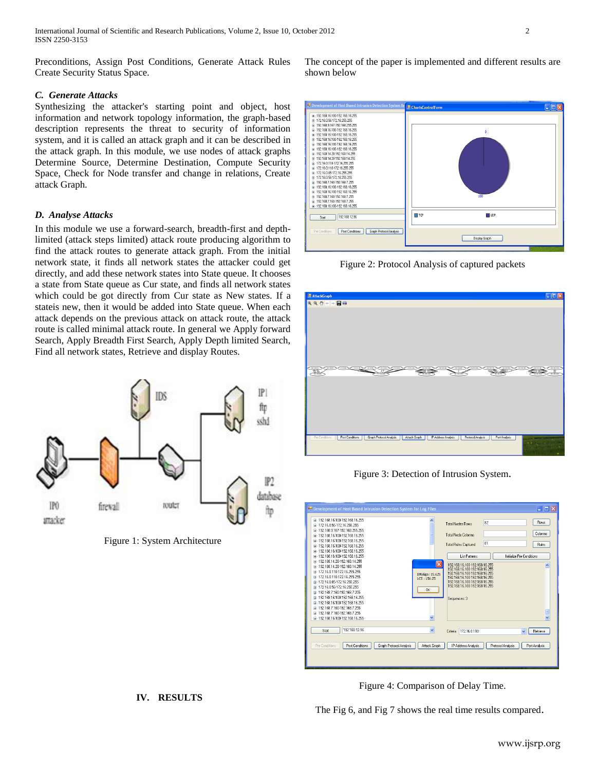Preconditions, Assign Post Conditions, Generate Attack Rules Create Security Status Space.

### *C. Generate Attacks*

Synthesizing the attacker's starting point and object, host information and network topology information, the graph-based description represents the threat to security of information system, and it is called an attack graph and it can be described in the attack graph. In this module, we use nodes of attack graphs Determine Source, Determine Destination, Compute Security Space, Check for Node transfer and change in relations, Create attack Graph.

### *D. Analyse Attacks*

In this module we use a forward-search, breadth-first and depth-limited (attack steps limited) attack route producing algorithm to find the attack routes to generate attack graph. From the initial network state, it finds all network states the attacker could get directly, and add these network states into State queue. It chooses a state from State queue as Cur state, and finds all network states which could be got directly from Cur state as New states. If a stateis new, then it would be added into State queue. When each attack depends on the previous attack on attack route, the attack route is called minimal attack route. In general we Apply forward Search, Apply Breadth First Search, Apply Depth limited Search, Find all network states, Retrieve and display Routes.

Figure 1: System Architecture

## IV. RESULTS

The concept of the paper is implemented and different results are shown below

Figure 2: Protocol Analysis of captured packets

Figure 3: Detection of Intrusion System.

Figure 4: Comparison of Delay Time.

The Fig 6, and Fig 7 shows the real time results compared.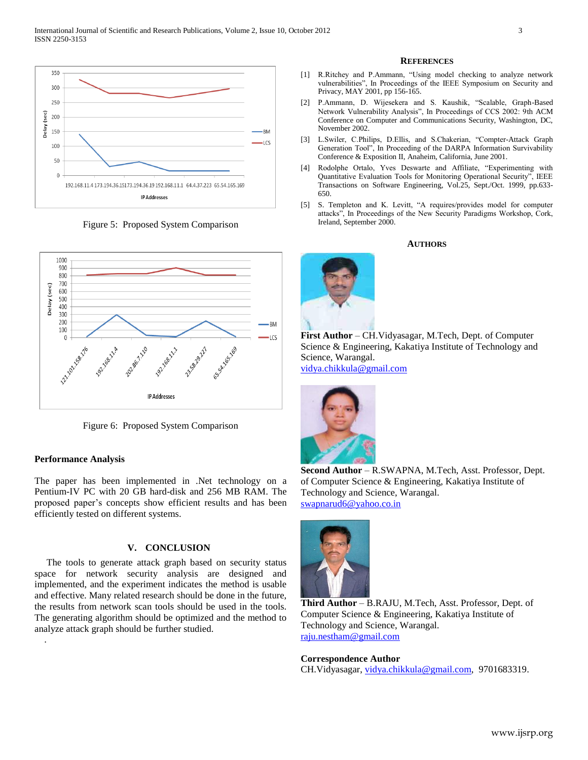350
300
250
200
150
100
50
0

Delay (sec)

BM
LCS

192.168.11.4 173.194.36.15173.194.36.19 192.168.11.1 64.4.37.223 65.54.165.169

IP Addresses

Figure 5: Proposed System Comparison

1000
900
800
700
600
500
400
300
200
100
0

Delay (sec)

BM
LCS

121.101.158.176
192.168.11.4
202.86.7.110
192.168.11.1
23.58.29.227
65.54.165.169

IP Addresses

Figure 6: Proposed System Comparison

### Performance Analysis

The paper has been implemented in .Net technology on a Pentium-IV PC with 20 GB hard-disk and 256 MB RAM. The proposed paper's concepts show efficient results and has been efficiently tested on different systems.

## V. CONCLUSION

The tools to generate attack graph based on security status space for network security analysis are designed and implemented, and the experiment indicates the method is usable and effective. Many related research should be done in the future, the results from network scan tools should be used in the tools. The generating algorithm should be optimized and the method to analyze attack graph should be further studied.

.

## REFERENCES

[1] R.Ritchey and P.Ammann, "Using model checking to analyze network vulnerabilities", In Proceedings of the IEEE Symposium on Security and Privacy, MAY 2001, pp 156-165.

[2] P.Ammann, D. Wijesekera and S. Kaushik, "Scalable, Graph-Based Network Vulnerability Analysis", In Proceedings of CCS 2002: 9th ACM Conference on Computer and Communications Security, Washington, DC, November 2002.

[3] L.Swiler, C.Philips, D.Ellis, and S.Chakerian, "Compter-Attack Graph Generation Tool", In Proceeding of the DARPA Information Survivability Conference & Exposition II, Anaheim, California, June 2001.

[4] Rodolphe Ortalo, Yves Deswarte and Affiliate, "Experimenting with Quantitative Evaluation Tools for Monitoring Operational Security", IEEE Transactions on Software Engineering, Vol.25, Sept./Oct. 1999, pp.633-650.

[5] S. Templeton and K. Levitt, "A requires/provides model for computer attacks", In Proceedings of the New Security Paradigms Workshop, Cork, Ireland, September 2000.

## AUTHORS

**First Author** – CH.Vidyasagar, M.Tech, Dept. of Computer Science & Engineering, Kakatiya Institute of Technology and Science, Warangal.
vidya.chikkula@gmail.com

**Second Author** – R.SWAPNA, M.Tech, Asst. Professor, Dept. of Computer Science & Engineering, Kakatiya Institute of Technology and Science, Warangal.
swapnarud6@yahoo.co.in

**Third Author** – B.RAJU, M.Tech, Asst. Professor, Dept. of Computer Science & Engineering, Kakatiya Institute of Technology and Science, Warangal.
raju.nestham@gmail.com

**Correspondence Author**
CH.Vidyasagar, vidya.chikkula@gmail.com, 9701683319.